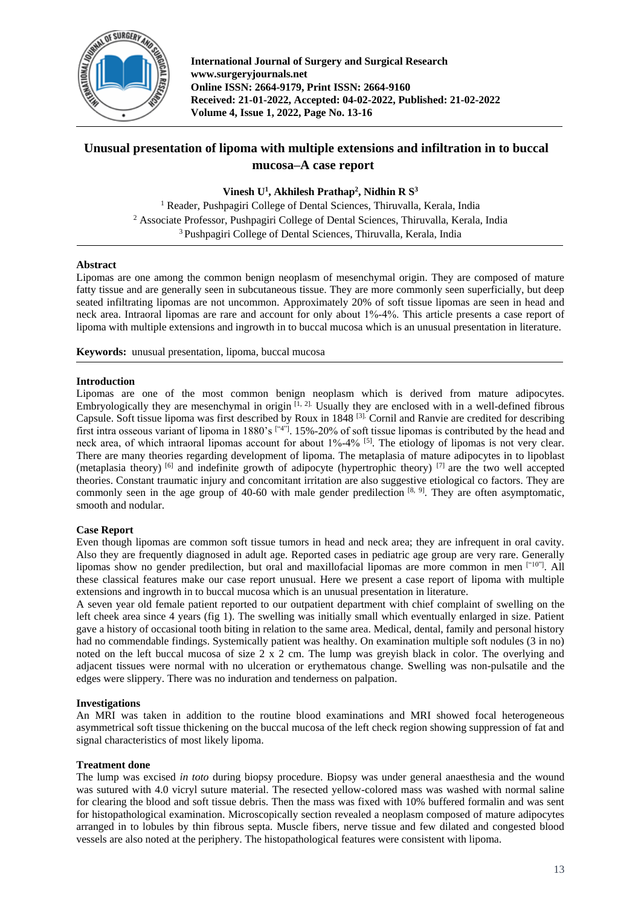# Unusual presentation of lipoma with multiple extensions and infiltration in to buccal mucosa–A case report

**Vinesh U[1], Akhilesh Prathap[2], Nidhin R S[3]**

[1] Reader, Pushpagiri College of Dental Sciences, Thiruvalla, Kerala, India
[2] Associate Professor, Pushpagiri College of Dental Sciences, Thiruvalla, Kerala, India
[3] Pushpagiri College of Dental Sciences, Thiruvalla, Kerala, India

## Abstract

Lipomas are one among the common benign neoplasm of mesenchymal origin. They are composed of mature fatty tissue and are generally seen in subcutaneous tissue. They are more commonly seen superficially, but deep seated infiltrating lipomas are not uncommon. Approximately 20% of soft tissue lipomas are seen in head and neck area. Intraoral lipomas are rare and account for only about 1%-4%. This article presents a case report of lipoma with multiple extensions and ingrowth in to buccal mucosa which is an unusual presentation in literature.

**Keywords:** unusual presentation, lipoma, buccal mucosa

## Introduction

Lipomas are one of the most common benign neoplasm which is derived from mature adipocytes. Embryologically they are mesenchymal in origin [1, 2]. Usually they are enclosed with in a well-defined fibrous Capsule. Soft tissue lipoma was first described by Roux in 1848 [3]. Cornil and Ranvie are credited for describing first intra osseous variant of lipoma in 1880's ["4"]. 15%-20% of soft tissue lipomas is contributed by the head and neck area, of which intraoral lipomas account for about 1%-4% [5]. The etiology of lipomas is not very clear. There are many theories regarding development of lipoma. The metaplasia of mature adipocytes in to lipoblast (metaplasia theory) [6] and indefinite growth of adipocyte (hypertrophic theory) [7] are the two well accepted theories. Constant traumatic injury and concomitant irritation are also suggestive etiological co factors. They are commonly seen in the age group of 40-60 with male gender predilection [8, 9]. They are often asymptomatic, smooth and nodular.

## Case Report

Even though lipomas are common soft tissue tumors in head and neck area; they are infrequent in oral cavity. Also they are frequently diagnosed in adult age. Reported cases in pediatric age group are very rare. Generally lipomas show no gender predilection, but oral and maxillofacial lipomas are more common in men ["10"]. All these classical features make our case report unusual. Here we present a case report of lipoma with multiple extensions and ingrowth in to buccal mucosa which is an unusual presentation in literature.

A seven year old female patient reported to our outpatient department with chief complaint of swelling on the left cheek area since 4 years (fig 1). The swelling was initially small which eventually enlarged in size. Patient gave a history of occasional tooth biting in relation to the same area. Medical, dental, family and personal history had no commendable findings. Systemically patient was healthy. On examination multiple soft nodules (3 in no) noted on the left buccal mucosa of size 2 x 2 cm. The lump was greyish black in color. The overlying and adjacent tissues were normal with no ulceration or erythematous change. Swelling was non-pulsatile and the edges were slippery. There was no induration and tenderness on palpation.

## Investigations

An MRI was taken in addition to the routine blood examinations and MRI showed focal heterogeneous asymmetrical soft tissue thickening on the buccal mucosa of the left check region showing suppression of fat and signal characteristics of most likely lipoma.

## Treatment done

The lump was excised *in toto* during biopsy procedure. Biopsy was under general anaesthesia and the wound was sutured with 4.0 vicryl suture material. The resected yellow-colored mass was washed with normal saline for clearing the blood and soft tissue debris. Then the mass was fixed with 10% buffered formalin and was sent for histopathological examination. Microscopically section revealed a neoplasm composed of mature adipocytes arranged in to lobules by thin fibrous septa. Muscle fibers, nerve tissue and few dilated and congested blood vessels are also noted at the periphery. The histopathological features were consistent with lipoma.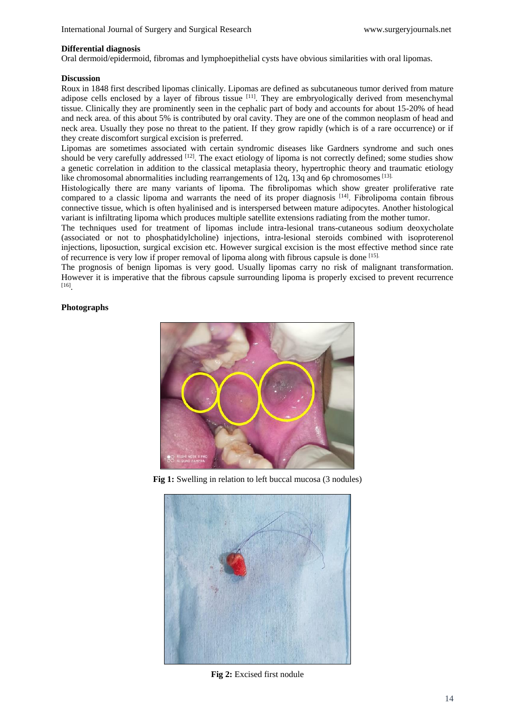**Differential diagnosis**

Oral dermoid/epidermoid, fibromas and lymphoepithelial cysts have obvious similarities with oral lipomas.

**Discussion**

Roux in 1848 first described lipomas clinically. Lipomas are defined as subcutaneous tumor derived from mature adipose cells enclosed by a layer of fibrous tissue [11]. They are embryologically derived from mesenchymal tissue. Clinically they are prominently seen in the cephalic part of body and accounts for about 15-20% of head and neck area. of this about 5% is contributed by oral cavity. They are one of the common neoplasm of head and neck area. Usually they pose no threat to the patient. If they grow rapidly (which is of a rare occurrence) or if they create discomfort surgical excision is preferred.

Lipomas are sometimes associated with certain syndromic diseases like Gardners syndrome and such ones should be very carefully addressed [12]. The exact etiology of lipoma is not correctly defined; some studies show a genetic correlation in addition to the classical metaplasia theory, hypertrophic theory and traumatic etiology like chromosomal abnormalities including rearrangements of 12q, 13q and 6p chromosomes [13].

Histologically there are many variants of lipoma. The fibrolipomas which show greater proliferative rate compared to a classic lipoma and warrants the need of its proper diagnosis [14]. Fibrolipoma contain fibrous connective tissue, which is often hyalinised and is interspersed between mature adipocytes. Another histological variant is infiltrating lipoma which produces multiple satellite extensions radiating from the mother tumor.

The techniques used for treatment of lipomas include intra-lesional trans-cutaneous sodium deoxycholate (associated or not to phosphatidylcholine) injections, intra-lesional steroids combined with isoproterenol injections, liposuction, surgical excision etc. However surgical excision is the most effective method since rate of recurrence is very low if proper removal of lipoma along with fibrous capsule is done [15].

The prognosis of benign lipomas is very good. Usually lipomas carry no risk of malignant transformation. However it is imperative that the fibrous capsule surrounding lipoma is properly excised to prevent recurrence [16].

**Photographs**

**Fig 1:** Swelling in relation to left buccal mucosa (3 nodules)

**Fig 2:** Excised first nodule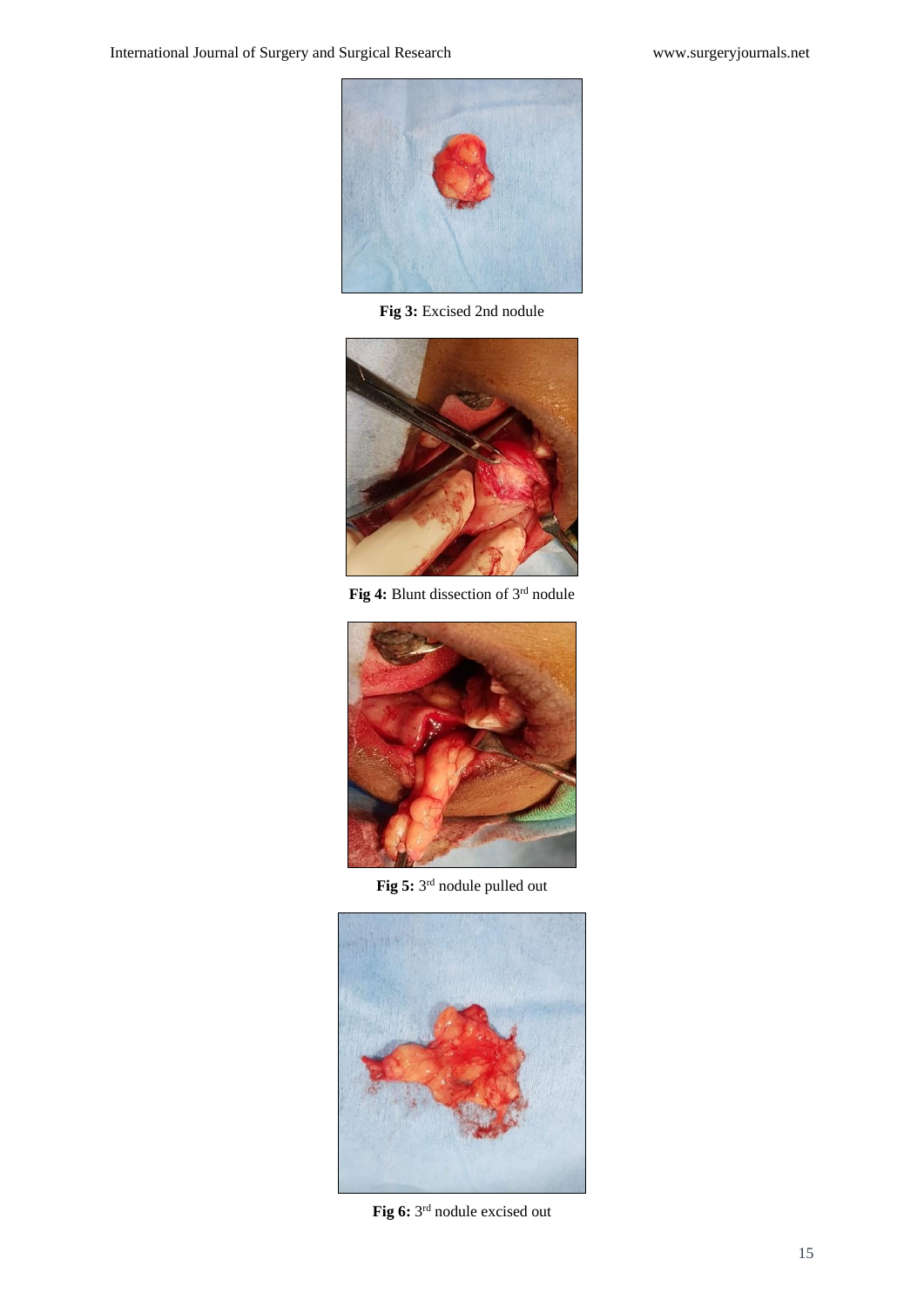**Fig 3:** Excised 2nd nodule

**Fig 4:** Blunt dissection of 3rd nodule

**Fig 5:** 3rd nodule pulled out

**Fig 6:** 3rd nodule excised out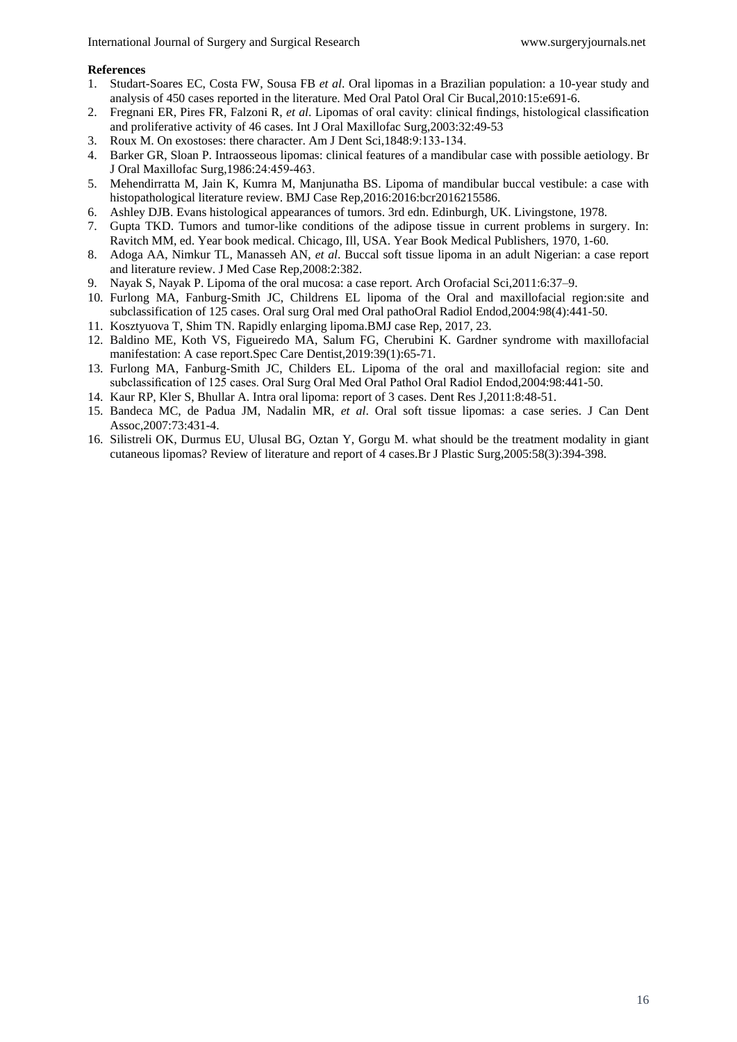**References**

1. Studart-Soares EC, Costa FW, Sousa FB *et al*. Oral lipomas in a Brazilian population: a 10-year study and analysis of 450 cases reported in the literature. Med Oral Patol Oral Cir Bucal,2010:15:e691-6.
2. Fregnani ER, Pires FR, Falzoni R, *et al*. Lipomas of oral cavity: clinical findings, histological classification and proliferative activity of 46 cases. Int J Oral Maxillofac Surg,2003:32:49-53
3. Roux M. On exostoses: there character. Am J Dent Sci,1848:9:133-134.
4. Barker GR, Sloan P. Intraosseous lipomas: clinical features of a mandibular case with possible aetiology. Br J Oral Maxillofac Surg,1986:24:459-463.
5. Mehendirratta M, Jain K, Kumra M, Manjunatha BS. Lipoma of mandibular buccal vestibule: a case with histopathological literature review. BMJ Case Rep,2016:2016:bcr2016215586.
6. Ashley DJB. Evans histological appearances of tumors. 3rd edn. Edinburgh, UK. Livingstone, 1978.
7. Gupta TKD. Tumors and tumor-like conditions of the adipose tissue in current problems in surgery. In: Ravitch MM, ed. Year book medical. Chicago, Ill, USA. Year Book Medical Publishers, 1970, 1-60.
8. Adoga AA, Nimkur TL, Manasseh AN, *et al*. Buccal soft tissue lipoma in an adult Nigerian: a case report and literature review. J Med Case Rep,2008:2:382.
9. Nayak S, Nayak P. Lipoma of the oral mucosa: a case report. Arch Orofacial Sci,2011:6:37–9.
10. Furlong MA, Fanburg-Smith JC, Childrens EL lipoma of the Oral and maxillofacial region:site and subclassification of 125 cases. Oral surg Oral med Oral pathoOral Radiol Endod,2004:98(4):441-50.
11. Kosztyuova T, Shim TN. Rapidly enlarging lipoma.BMJ case Rep, 2017, 23.
12. Baldino ME, Koth VS, Figueiredo MA, Salum FG, Cherubini K. Gardner syndrome with maxillofacial manifestation: A case report.Spec Care Dentist,2019:39(1):65-71.
13. Furlong MA, Fanburg-Smith JC, Childers EL. Lipoma of the oral and maxillofacial region: site and subclassification of 125 cases. Oral Surg Oral Med Oral Pathol Oral Radiol Endod,2004:98:441-50.
14. Kaur RP, Kler S, Bhullar A. Intra oral lipoma: report of 3 cases. Dent Res J,2011:8:48-51.
15. Bandeca MC, de Padua JM, Nadalin MR, *et al*. Oral soft tissue lipomas: a case series. J Can Dent Assoc,2007:73:431-4.
16. Silistreli OK, Durmus EU, Ulusal BG, Oztan Y, Gorgu M. what should be the treatment modality in giant cutaneous lipomas? Review of literature and report of 4 cases.Br J Plastic Surg,2005:58(3):394-398.